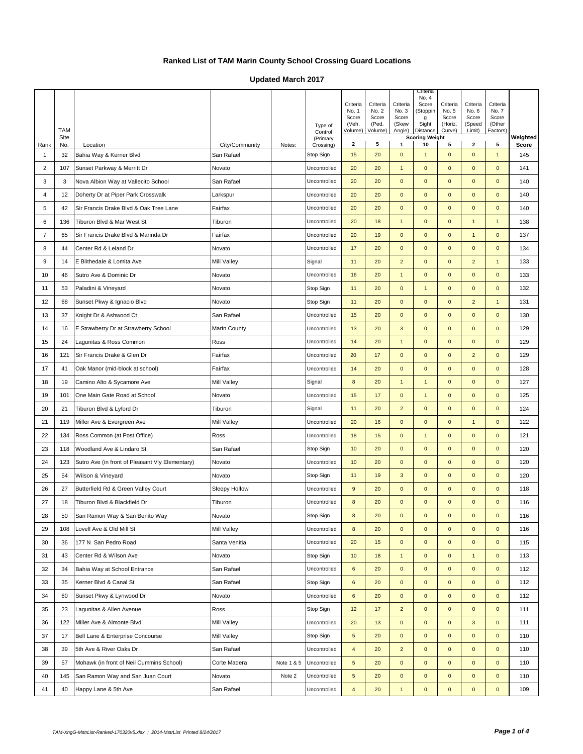# Ranked List of TAM Marin County School Crossing Guard Locations

## Updated March 2017

| Rank | TAM Site No. | Location | City/Community | Notes: | Type of Control (Primary Crossing) | Criteria No. 1 Score (Veh. Volume) | Criteria No. 2 Score (Ped. Volume) | Criteria No. 3 Score (Skew Angle) | Criteria No. 4 Score (Stopping Sight Distance) | Criteria No. 5 Score (Horiz. Curve) | Criteria No. 6 Score (Speed Limit) | Criteria No. 7 Score (Other Factors) | Weighted Score |
|---|---|---|---|---|---|---|---|---|---|---|---|---|---|
| | | | | | Scoring Weight | 2 | 5 | 1 | 10 | 5 | 2 | 5 | |
| 1 | 32 | Bahia Way & Kerner Blvd | San Rafael | | Stop Sign | 15 | 20 | 0 | 1 | 0 | 0 | 1 | 145 |
| 2 | 107 | Sunset Parkway & Merritt Dr | Novato | | Uncontrolled | 20 | 20 | 1 | 0 | 0 | 0 | 0 | 141 |
| 3 | 3 | Nova Albion Way at Vallecito School | San Rafael | | Uncontrolled | 20 | 20 | 0 | 0 | 0 | 0 | 0 | 140 |
| 4 | 12 | Doherty Dr at Piper Park Crosswalk | Larkspur | | Uncontrolled | 20 | 20 | 0 | 0 | 0 | 0 | 0 | 140 |
| 5 | 42 | Sir Francis Drake Blvd & Oak Tree Lane | Fairfax | | Uncontrolled | 20 | 20 | 0 | 0 | 0 | 0 | 0 | 140 |
| 6 | 136 | Tiburon Blvd & Mar West St | Tiburon | | Uncontrolled | 20 | 18 | 1 | 0 | 0 | 1 | 1 | 138 |
| 7 | 65 | Sir Francis Drake Blvd & Marinda Dr | Fairfax | | Uncontrolled | 20 | 19 | 0 | 0 | 0 | 1 | 0 | 137 |
| 8 | 44 | Center Rd & Leland Dr | Novato | | Uncontrolled | 17 | 20 | 0 | 0 | 0 | 0 | 0 | 134 |
| 9 | 14 | E Blithedale & Lomita Ave | Mill Valley | | Signal | 11 | 20 | 2 | 0 | 0 | 2 | 1 | 133 |
| 10 | 46 | Sutro Ave & Dominic Dr | Novato | | Uncontrolled | 16 | 20 | 1 | 0 | 0 | 0 | 0 | 133 |
| 11 | 53 | Paladini & Vineyard | Novato | | Stop Sign | 11 | 20 | 0 | 1 | 0 | 0 | 0 | 132 |
| 12 | 68 | Sunset Pkwy & Ignacio Blvd | Novato | | Stop Sign | 11 | 20 | 0 | 0 | 0 | 2 | 1 | 131 |
| 13 | 37 | Knight Dr & Ashwood Ct | San Rafael | | Uncontrolled | 15 | 20 | 0 | 0 | 0 | 0 | 0 | 130 |
| 14 | 16 | E Strawberry Dr at Strawberry School | Marin County | | Uncontrolled | 13 | 20 | 3 | 0 | 0 | 0 | 0 | 129 |
| 15 | 24 | Lagunitas & Ross Common | Ross | | Uncontrolled | 14 | 20 | 1 | 0 | 0 | 0 | 0 | 129 |
| 16 | 121 | Sir Francis Drake & Glen Dr | Fairfax | | Uncontrolled | 20 | 17 | 0 | 0 | 0 | 2 | 0 | 129 |
| 17 | 41 | Oak Manor (mid-block at school) | Fairfax | | Uncontrolled | 14 | 20 | 0 | 0 | 0 | 0 | 0 | 128 |
| 18 | 19 | Camino Alto & Sycamore Ave | Mill Valley | | Signal | 8 | 20 | 1 | 1 | 0 | 0 | 0 | 127 |
| 19 | 101 | One Main Gate Road at School | Novato | | Uncontrolled | 15 | 17 | 0 | 1 | 0 | 0 | 0 | 125 |
| 20 | 21 | Tiburon Blvd & Lyford Dr | Tiburon | | Signal | 11 | 20 | 2 | 0 | 0 | 0 | 0 | 124 |
| 21 | 119 | Miller Ave & Evergreen Ave | Mill Valley | | Uncontrolled | 20 | 16 | 0 | 0 | 0 | 1 | 0 | 122 |
| 22 | 134 | Ross Common (at Post Office) | Ross | | Uncontrolled | 18 | 15 | 0 | 1 | 0 | 0 | 0 | 121 |
| 23 | 118 | Woodland Ave & Lindaro St | San Rafael | | Stop Sign | 10 | 20 | 0 | 0 | 0 | 0 | 0 | 120 |
| 24 | 123 | Sutro Ave (in front of Pleasant Vly Elementary) | Novato | | Uncontrolled | 10 | 20 | 0 | 0 | 0 | 0 | 0 | 120 |
| 25 | 54 | Wilson & Vineyard | Novato | | Stop Sign | 11 | 19 | 3 | 0 | 0 | 0 | 0 | 120 |
| 26 | 27 | Butterfield Rd & Green Valley Court | Sleepy Hollow | | Uncontrolled | 9 | 20 | 0 | 0 | 0 | 0 | 0 | 118 |
| 27 | 18 | Tiburon Blvd & Blackfield Dr | Tiburon | | Uncontrolled | 8 | 20 | 0 | 0 | 0 | 0 | 0 | 116 |
| 28 | 50 | San Ramon Way & San Benito Way | Novato | | Stop Sign | 8 | 20 | 0 | 0 | 0 | 0 | 0 | 116 |
| 29 | 108 | Lovell Ave & Old Mill St | Mill Valley | | Uncontrolled | 8 | 20 | 0 | 0 | 0 | 0 | 0 | 116 |
| 30 | 36 | 177 N San Pedro Road | Santa Venitia | | Uncontrolled | 20 | 15 | 0 | 0 | 0 | 0 | 0 | 115 |
| 31 | 43 | Center Rd & Wilson Ave | Novato | | Stop Sign | 10 | 18 | 1 | 0 | 0 | 1 | 0 | 113 |
| 32 | 34 | Bahia Way at School Entrance | San Rafael | | Uncontrolled | 6 | 20 | 0 | 0 | 0 | 0 | 0 | 112 |
| 33 | 35 | Kerner Blvd & Canal St | San Rafael | | Stop Sign | 6 | 20 | 0 | 0 | 0 | 0 | 0 | 112 |
| 34 | 60 | Sunset Pkwy & Lynwood Dr | Novato | | Uncontrolled | 6 | 20 | 0 | 0 | 0 | 0 | 0 | 112 |
| 35 | 23 | Lagunitas & Allen Avenue | Ross | | Stop Sign | 12 | 17 | 2 | 0 | 0 | 0 | 0 | 111 |
| 36 | 122 | Miller Ave & Almonte Blvd | Mill Valley | | Uncontrolled | 20 | 13 | 0 | 0 | 0 | 3 | 0 | 111 |
| 37 | 17 | Bell Lane & Enterprise Concourse | Mill Valley | | Stop Sign | 5 | 20 | 0 | 0 | 0 | 0 | 0 | 110 |
| 38 | 39 | 5th Ave & River Oaks Dr | San Rafael | | Uncontrolled | 4 | 20 | 2 | 0 | 0 | 0 | 0 | 110 |
| 39 | 57 | Mohawk (in front of Neil Cummins School) | Corte Madera | Note 1 & 5 | Uncontrolled | 5 | 20 | 0 | 0 | 0 | 0 | 0 | 110 |
| 40 | 145 | San Ramon Way and San Juan Court | Novato | Note 2 | Uncontrolled | 5 | 20 | 0 | 0 | 0 | 0 | 0 | 110 |
| 41 | 40 | Happy Lane & 5th Ave | San Rafael | | Uncontrolled | 4 | 20 | 1 | 0 | 0 | 0 | 0 | 109 |

*TAM-XngG-MstrList-Ranked-170320v5.xlsx ; 2014-MstrList Printed 8/24/2017*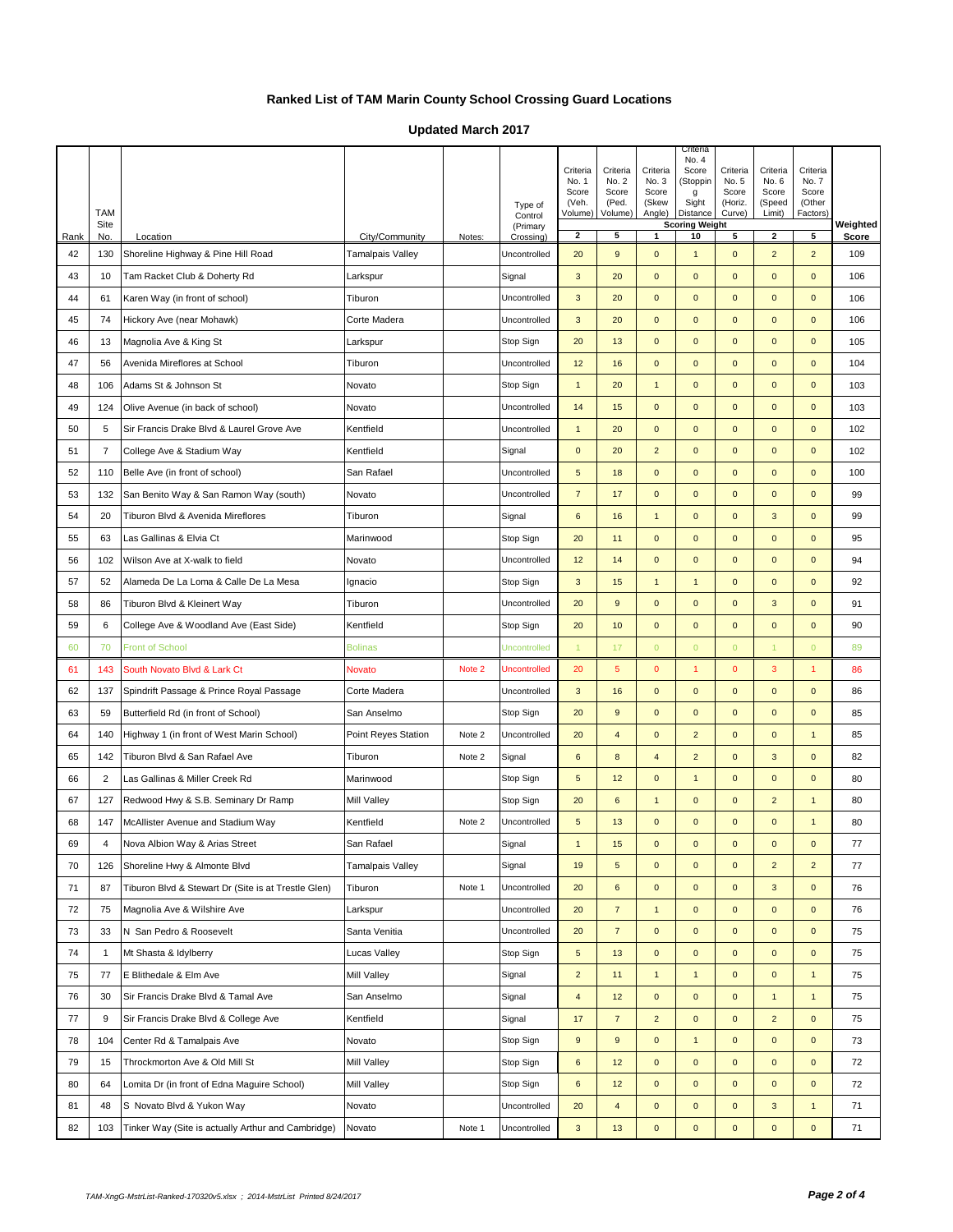## Ranked List of TAM Marin County School Crossing Guard Locations

## Updated March 2017

| Rank | TAM Site No. | Location | City/Community | Notes: | Type of Control (Primary Crossing) | Criteria No. 1 Score (Veh. Volume) | Criteria No. 2 Score (Ped. Volume) | Criteria No. 3 Score (Skew Angle) | Criteria No. 4 Score (Stopping Sight Distance | Criteria No. 5 Score (Horiz. Curve) | Criteria No. 6 Score (Speed Limit) | Criteria No. 7 Score (Other Factors) | Weighted Score |
|---|---|---|---|---|---|---|---|---|---|---|---|---|---|
| | | | | | | Scoring Weight | | | | | | | |
| | | | | | | 2 | 5 | 1 | 10 | 5 | 2 | 5 | |
| 42 | 130 | Shoreline Highway & Pine Hill Road | Tamalpais Valley | | Uncontrolled | 20 | 9 | 0 | 1 | 0 | 2 | 2 | 109 |
| 43 | 10 | Tam Racket Club & Doherty Rd | Larkspur | | Signal | 3 | 20 | 0 | 0 | 0 | 0 | 0 | 106 |
| 44 | 61 | Karen Way (in front of school) | Tiburon | | Uncontrolled | 3 | 20 | 0 | 0 | 0 | 0 | 0 | 106 |
| 45 | 74 | Hickory Ave (near Mohawk) | Corte Madera | | Uncontrolled | 3 | 20 | 0 | 0 | 0 | 0 | 0 | 106 |
| 46 | 13 | Magnolia Ave & King St | Larkspur | | Stop Sign | 20 | 13 | 0 | 0 | 0 | 0 | 0 | 105 |
| 47 | 56 | Avenida Mireflores at School | Tiburon | | Uncontrolled | 12 | 16 | 0 | 0 | 0 | 0 | 0 | 104 |
| 48 | 106 | Adams St & Johnson St | Novato | | Stop Sign | 1 | 20 | 1 | 0 | 0 | 0 | 0 | 103 |
| 49 | 124 | Olive Avenue (in back of school) | Novato | | Uncontrolled | 14 | 15 | 0 | 0 | 0 | 0 | 0 | 103 |
| 50 | 5 | Sir Francis Drake Blvd & Laurel Grove Ave | Kentfield | | Uncontrolled | 1 | 20 | 0 | 0 | 0 | 0 | 0 | 102 |
| 51 | 7 | College Ave & Stadium Way | Kentfield | | Signal | 0 | 20 | 2 | 0 | 0 | 0 | 0 | 102 |
| 52 | 110 | Belle Ave (in front of school) | San Rafael | | Uncontrolled | 5 | 18 | 0 | 0 | 0 | 0 | 0 | 100 |
| 53 | 132 | San Benito Way & San Ramon Way (south) | Novato | | Uncontrolled | 7 | 17 | 0 | 0 | 0 | 0 | 0 | 99 |
| 54 | 20 | Tiburon Blvd & Avenida Mireflores | Tiburon | | Signal | 6 | 16 | 1 | 0 | 0 | 3 | 0 | 99 |
| 55 | 63 | Las Gallinas & Elvia Ct | Marinwood | | Stop Sign | 20 | 11 | 0 | 0 | 0 | 0 | 0 | 95 |
| 56 | 102 | Wilson Ave at X-walk to field | Novato | | Uncontrolled | 12 | 14 | 0 | 0 | 0 | 0 | 0 | 94 |
| 57 | 52 | Alameda De La Loma & Calle De La Mesa | Ignacio | | Stop Sign | 3 | 15 | 1 | 1 | 0 | 0 | 0 | 92 |
| 58 | 86 | Tiburon Blvd & Kleinert Way | Tiburon | | Uncontrolled | 20 | 9 | 0 | 0 | 0 | 3 | 0 | 91 |
| 59 | 6 | College Ave & Woodland Ave (East Side) | Kentfield | | Stop Sign | 20 | 10 | 0 | 0 | 0 | 0 | 0 | 90 |
| 60 | 70 | Front of School | Bolinas | | Uncontrolled | 1 | 17 | 0 | 0 | 0 | 1 | 0 | 89 |
| 61 | 143 | South Novato Blvd & Lark Ct | Novato | Note 2 | Uncontrolled | 20 | 5 | 0 | 1 | 0 | 3 | 1 | 86 |
| 62 | 137 | Spindrift Passage & Prince Royal Passage | Corte Madera | | Uncontrolled | 3 | 16 | 0 | 0 | 0 | 0 | 0 | 86 |
| 63 | 59 | Butterfield Rd (in front of School) | San Anselmo | | Stop Sign | 20 | 9 | 0 | 0 | 0 | 0 | 0 | 85 |
| 64 | 140 | Highway 1 (in front of West Marin School) | Point Reyes Station | Note 2 | Uncontrolled | 20 | 4 | 0 | 2 | 0 | 0 | 1 | 85 |
| 65 | 142 | Tiburon Blvd & San Rafael Ave | Tiburon | Note 2 | Signal | 6 | 8 | 4 | 2 | 0 | 3 | 0 | 82 |
| 66 | 2 | Las Gallinas & Miller Creek Rd | Marinwood | | Stop Sign | 5 | 12 | 0 | 1 | 0 | 0 | 0 | 80 |
| 67 | 127 | Redwood Hwy & S.B. Seminary Dr Ramp | Mill Valley | | Stop Sign | 20 | 6 | 1 | 0 | 0 | 2 | 1 | 80 |
| 68 | 147 | McAllister Avenue and Stadium Way | Kentfield | Note 2 | Uncontrolled | 5 | 13 | 0 | 0 | 0 | 0 | 1 | 80 |
| 69 | 4 | Nova Albion Way & Arias Street | San Rafael | | Signal | 1 | 15 | 0 | 0 | 0 | 0 | 0 | 77 |
| 70 | 126 | Shoreline Hwy & Almonte Blvd | Tamalpais Valley | | Signal | 19 | 5 | 0 | 0 | 0 | 2 | 2 | 77 |
| 71 | 87 | Tiburon Blvd & Stewart Dr (Site is at Trestle Glen) | Tiburon | Note 1 | Uncontrolled | 20 | 6 | 0 | 0 | 0 | 3 | 0 | 76 |
| 72 | 75 | Magnolia Ave & Wilshire Ave | Larkspur | | Uncontrolled | 20 | 7 | 1 | 0 | 0 | 0 | 0 | 76 |
| 73 | 33 | N San Pedro & Roosevelt | Santa Venitia | | Uncontrolled | 20 | 7 | 0 | 0 | 0 | 0 | 0 | 75 |
| 74 | 1 | Mt Shasta & Idylberry | Lucas Valley | | Stop Sign | 5 | 13 | 0 | 0 | 0 | 0 | 0 | 75 |
| 75 | 77 | E Blithedale & Elm Ave | Mill Valley | | Signal | 2 | 11 | 1 | 1 | 0 | 0 | 1 | 75 |
| 76 | 30 | Sir Francis Drake Blvd & Tamal Ave | San Anselmo | | Signal | 4 | 12 | 0 | 0 | 0 | 1 | 1 | 75 |
| 77 | 9 | Sir Francis Drake Blvd & College Ave | Kentfield | | Signal | 17 | 7 | 2 | 0 | 0 | 2 | 0 | 75 |
| 78 | 104 | Center Rd & Tamalpais Ave | Novato | | Stop Sign | 9 | 9 | 0 | 1 | 0 | 0 | 0 | 73 |
| 79 | 15 | Throckmorton Ave & Old Mill St | Mill Valley | | Stop Sign | 6 | 12 | 0 | 0 | 0 | 0 | 0 | 72 |
| 80 | 64 | Lomita Dr (in front of Edna Maguire School) | Mill Valley | | Stop Sign | 6 | 12 | 0 | 0 | 0 | 0 | 0 | 72 |
| 81 | 48 | S Novato Blvd & Yukon Way | Novato | | Uncontrolled | 20 | 4 | 0 | 0 | 0 | 3 | 1 | 71 |
| 82 | 103 | Tinker Way (Site is actually Arthur and Cambridge) | Novato | Note 1 | Uncontrolled | 3 | 13 | 0 | 0 | 0 | 0 | 0 | 71 |

*TAM-XngG-MstrList-Ranked-170320v5.xlsx ; 2014-MstrList Printed 8/24/2017*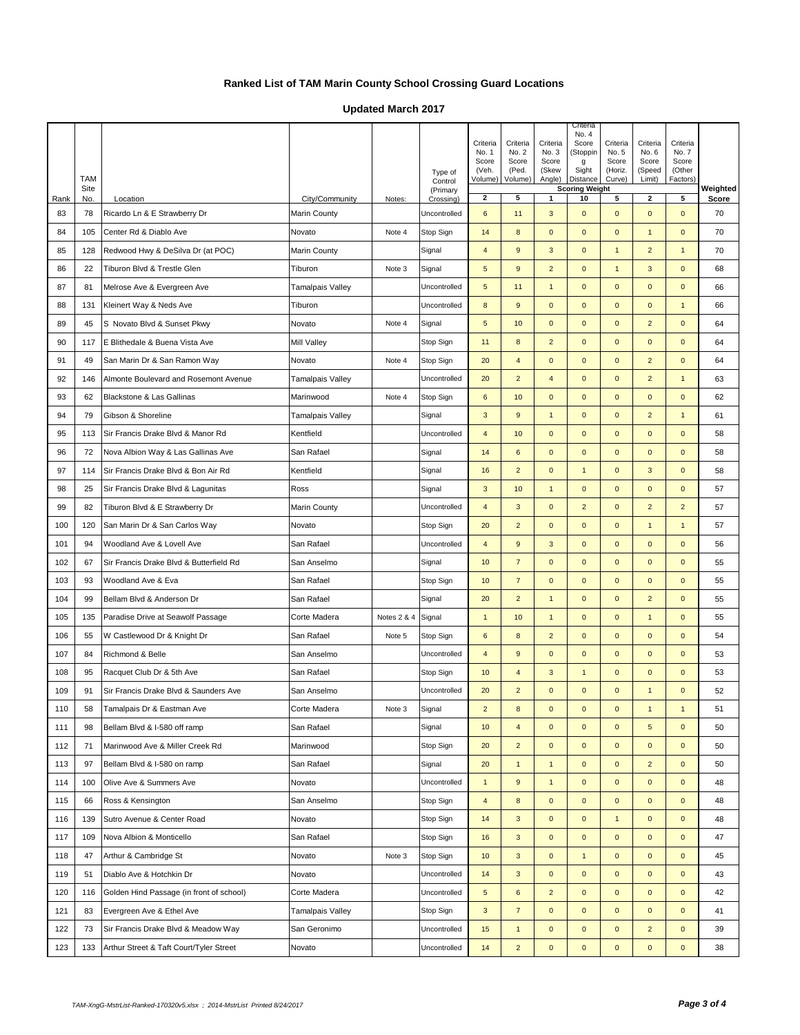# Ranked List of TAM Marin County School Crossing Guard Locations

## Updated March 2017

| Rank | TAM Site No. | Location | City/Community | Notes: | Type of Control (Primary Crossing) | Criteria No. 1 Score (Veh. Volume) | Criteria No. 2 Score (Ped. Volume) | Criteria No. 3 Score (Skew Angle) | Criteria No. 4 Score (Stopping Sight Distance) | Criteria No. 5 Score (Horiz. Curve) | Criteria No. 6 Score (Speed Limit) | Criteria No. 7 Score (Other Factors) | Weighted Score |
|---|---|---|---|---|---|---|---|---|---|---|---|---|---|
| | | | | | Scoring Weight | 2 | 5 | 1 | 10 | 5 | 2 | 5 | |
| 83 | 78 | Ricardo Ln & E Strawberry Dr | Marin County | | Uncontrolled | 6 | 11 | 3 | 0 | 0 | 0 | 0 | 70 |
| 84 | 105 | Center Rd & Diablo Ave | Novato | Note 4 | Stop Sign | 14 | 8 | 0 | 0 | 0 | 1 | 0 | 70 |
| 85 | 128 | Redwood Hwy & DeSilva Dr (at POC) | Marin County | | Signal | 4 | 9 | 3 | 0 | 1 | 2 | 1 | 70 |
| 86 | 22 | Tiburon Blvd & Trestle Glen | Tiburon | Note 3 | Signal | 5 | 9 | 2 | 0 | 1 | 3 | 0 | 68 |
| 87 | 81 | Melrose Ave & Evergreen Ave | Tamalpais Valley | | Uncontrolled | 5 | 11 | 1 | 0 | 0 | 0 | 0 | 66 |
| 88 | 131 | Kleinert Way & Neds Ave | Tiburon | | Uncontrolled | 8 | 9 | 0 | 0 | 0 | 0 | 1 | 66 |
| 89 | 45 | S Novato Blvd & Sunset Pkwy | Novato | Note 4 | Signal | 5 | 10 | 0 | 0 | 0 | 2 | 0 | 64 |
| 90 | 117 | E Blithedale & Buena Vista Ave | Mill Valley | | Stop Sign | 11 | 8 | 2 | 0 | 0 | 0 | 0 | 64 |
| 91 | 49 | San Marin Dr & San Ramon Way | Novato | Note 4 | Stop Sign | 20 | 4 | 0 | 0 | 0 | 2 | 0 | 64 |
| 92 | 146 | Almonte Boulevard and Rosemont Avenue | Tamalpais Valley | | Uncontrolled | 20 | 2 | 4 | 0 | 0 | 2 | 1 | 63 |
| 93 | 62 | Blackstone & Las Gallinas | Marinwood | Note 4 | Stop Sign | 6 | 10 | 0 | 0 | 0 | 0 | 0 | 62 |
| 94 | 79 | Gibson & Shoreline | Tamalpais Valley | | Signal | 3 | 9 | 1 | 0 | 0 | 2 | 1 | 61 |
| 95 | 113 | Sir Francis Drake Blvd & Manor Rd | Kentfield | | Uncontrolled | 4 | 10 | 0 | 0 | 0 | 0 | 0 | 58 |
| 96 | 72 | Nova Albion Way & Las Gallinas Ave | San Rafael | | Signal | 14 | 6 | 0 | 0 | 0 | 0 | 0 | 58 |
| 97 | 114 | Sir Francis Drake Blvd & Bon Air Rd | Kentfield | | Signal | 16 | 2 | 0 | 1 | 0 | 3 | 0 | 58 |
| 98 | 25 | Sir Francis Drake Blvd & Lagunitas | Ross | | Signal | 3 | 10 | 1 | 0 | 0 | 0 | 0 | 57 |
| 99 | 82 | Tiburon Blvd & E Strawberry Dr | Marin County | | Uncontrolled | 4 | 3 | 0 | 2 | 0 | 2 | 2 | 57 |
| 100 | 120 | San Marin Dr & San Carlos Way | Novato | | Stop Sign | 20 | 2 | 0 | 0 | 0 | 1 | 1 | 57 |
| 101 | 94 | Woodland Ave & Lovell Ave | San Rafael | | Uncontrolled | 4 | 9 | 3 | 0 | 0 | 0 | 0 | 56 |
| 102 | 67 | Sir Francis Drake Blvd & Butterfield Rd | San Anselmo | | Signal | 10 | 7 | 0 | 0 | 0 | 0 | 0 | 55 |
| 103 | 93 | Woodland Ave & Eva | San Rafael | | Stop Sign | 10 | 7 | 0 | 0 | 0 | 0 | 0 | 55 |
| 104 | 99 | Bellam Blvd & Anderson Dr | San Rafael | | Signal | 20 | 2 | 1 | 0 | 0 | 2 | 0 | 55 |
| 105 | 135 | Paradise Drive at Seawolf Passage | Corte Madera | Notes 2 & 4 | Signal | 1 | 10 | 1 | 0 | 0 | 1 | 0 | 55 |
| 106 | 55 | W Castlewood Dr & Knight Dr | San Rafael | Note 5 | Stop Sign | 6 | 8 | 2 | 0 | 0 | 0 | 0 | 54 |
| 107 | 84 | Richmond & Belle | San Anselmo | | Uncontrolled | 4 | 9 | 0 | 0 | 0 | 0 | 0 | 53 |
| 108 | 95 | Racquet Club Dr & 5th Ave | San Rafael | | Stop Sign | 10 | 4 | 3 | 1 | 0 | 0 | 0 | 53 |
| 109 | 91 | Sir Francis Drake Blvd & Saunders Ave | San Anselmo | | Uncontrolled | 20 | 2 | 0 | 0 | 0 | 1 | 0 | 52 |
| 110 | 58 | Tamalpais Dr & Eastman Ave | Corte Madera | Note 3 | Signal | 2 | 8 | 0 | 0 | 0 | 1 | 1 | 51 |
| 111 | 98 | Bellam Blvd & I-580 off ramp | San Rafael | | Signal | 10 | 4 | 0 | 0 | 0 | 5 | 0 | 50 |
| 112 | 71 | Marinwood Ave & Miller Creek Rd | Marinwood | | Stop Sign | 20 | 2 | 0 | 0 | 0 | 0 | 0 | 50 |
| 113 | 97 | Bellam Blvd & I-580 on ramp | San Rafael | | Signal | 20 | 1 | 1 | 0 | 0 | 2 | 0 | 50 |
| 114 | 100 | Olive Ave & Summers Ave | Novato | | Uncontrolled | 1 | 9 | 1 | 0 | 0 | 0 | 0 | 48 |
| 115 | 66 | Ross & Kensington | San Anselmo | | Stop Sign | 4 | 8 | 0 | 0 | 0 | 0 | 0 | 48 |
| 116 | 139 | Sutro Avenue & Center Road | Novato | | Stop Sign | 14 | 3 | 0 | 0 | 1 | 0 | 0 | 48 |
| 117 | 109 | Nova Albion & Monticello | San Rafael | | Stop Sign | 16 | 3 | 0 | 0 | 0 | 0 | 0 | 47 |
| 118 | 47 | Arthur & Cambridge St | Novato | Note 3 | Stop Sign | 10 | 3 | 0 | 1 | 0 | 0 | 0 | 45 |
| 119 | 51 | Diablo Ave & Hotchkin Dr | Novato | | Uncontrolled | 14 | 3 | 0 | 0 | 0 | 0 | 0 | 43 |
| 120 | 116 | Golden Hind Passage (in front of school) | Corte Madera | | Uncontrolled | 5 | 6 | 2 | 0 | 0 | 0 | 0 | 42 |
| 121 | 83 | Evergreen Ave & Ethel Ave | Tamalpais Valley | | Stop Sign | 3 | 7 | 0 | 0 | 0 | 0 | 0 | 41 |
| 122 | 73 | Sir Francis Drake Blvd & Meadow Way | San Geronimo | | Uncontrolled | 15 | 1 | 0 | 0 | 0 | 2 | 0 | 39 |
| 123 | 133 | Arthur Street & Taft Court/Tyler Street | Novato | | Uncontrolled | 14 | 2 | 0 | 0 | 0 | 0 | 0 | 38 |

TAM-XngG-MstrList-Ranked-170320v5.xlsx ; 2014-MstrList Printed 8/24/2017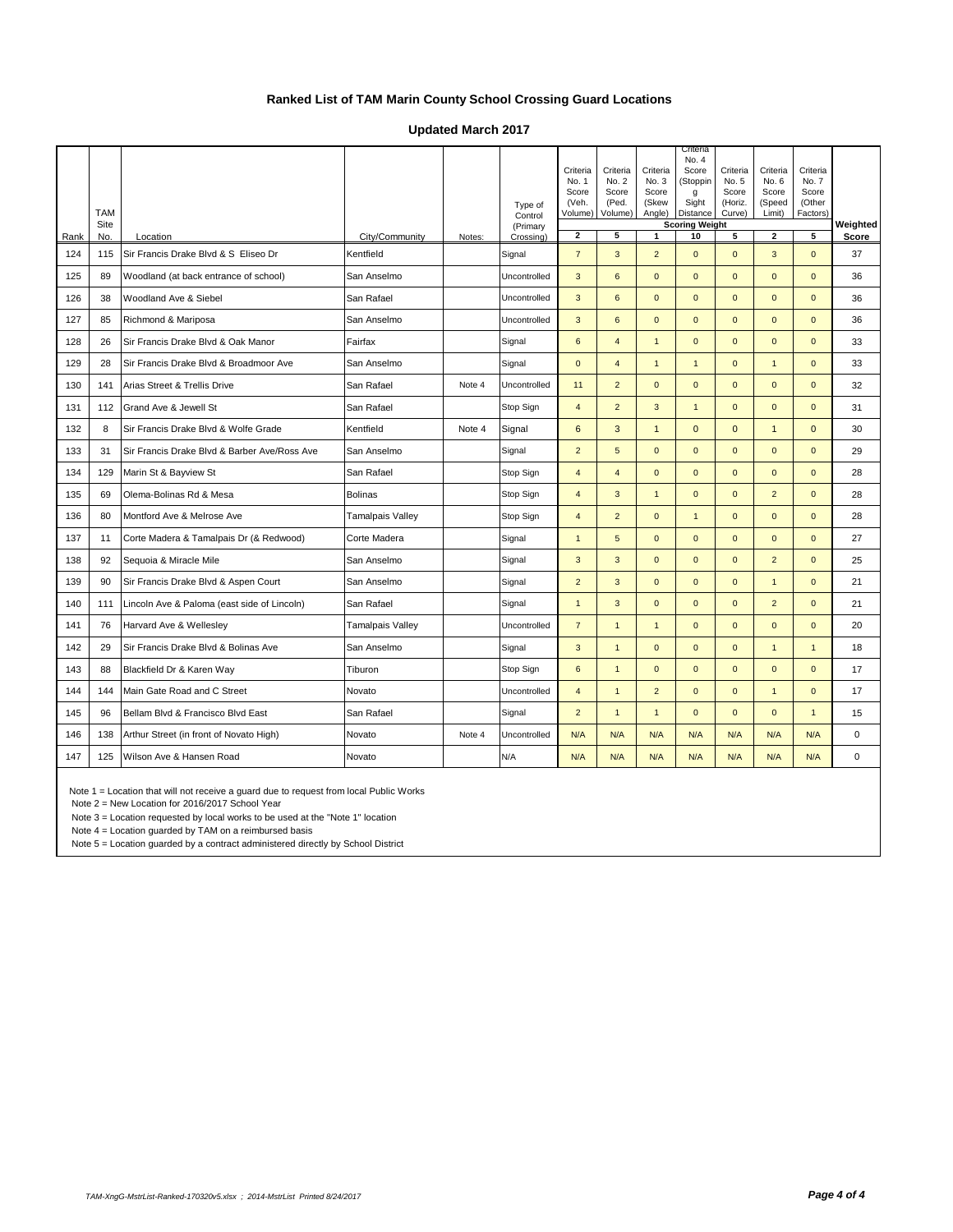# Ranked List of TAM Marin County School Crossing Guard Locations

## Updated March 2017

| Rank | TAM Site No. | Location | City/Community | Notes: | Type of Control (Primary Crossing) | Criteria No. 1 Score (Veh. Volume) | Criteria No. 2 Score (Ped. Volume) | Criteria No. 3 Score (Skew Angle) | Criteria No. 4 Score (Stopping Sight Distance) | Criteria No. 5 Score (Horiz. Curve) | Criteria No. 6 Score (Speed Limit) | Criteria No. 7 Score (Other Factors) | Weighted Score |
|---|---|---|---|---|---|---|---|---|---|---|---|---|---|
| | | | | | Scoring Weight | 2 | 5 | 1 | 10 | 5 | 2 | 5 | |
| 124 | 115 | Sir Francis Drake Blvd & S Eliseo Dr | Kentfield | | Signal | 7 | 3 | 2 | 0 | 0 | 3 | 0 | 37 |
| 125 | 89 | Woodland (at back entrance of school) | San Anselmo | | Uncontrolled | 3 | 6 | 0 | 0 | 0 | 0 | 0 | 36 |
| 126 | 38 | Woodland Ave & Siebel | San Rafael | | Uncontrolled | 3 | 6 | 0 | 0 | 0 | 0 | 0 | 36 |
| 127 | 85 | Richmond & Mariposa | San Anselmo | | Uncontrolled | 3 | 6 | 0 | 0 | 0 | 0 | 0 | 36 |
| 128 | 26 | Sir Francis Drake Blvd & Oak Manor | Fairfax | | Signal | 6 | 4 | 1 | 0 | 0 | 0 | 0 | 33 |
| 129 | 28 | Sir Francis Drake Blvd & Broadmoor Ave | San Anselmo | | Signal | 0 | 4 | 1 | 1 | 0 | 1 | 0 | 33 |
| 130 | 141 | Arias Street & Trellis Drive | San Rafael | Note 4 | Uncontrolled | 11 | 2 | 0 | 0 | 0 | 0 | 0 | 32 |
| 131 | 112 | Grand Ave & Jewell St | San Rafael | | Stop Sign | 4 | 2 | 3 | 1 | 0 | 0 | 0 | 31 |
| 132 | 8 | Sir Francis Drake Blvd & Wolfe Grade | Kentfield | Note 4 | Signal | 6 | 3 | 1 | 0 | 0 | 1 | 0 | 30 |
| 133 | 31 | Sir Francis Drake Blvd & Barber Ave/Ross Ave | San Anselmo | | Signal | 2 | 5 | 0 | 0 | 0 | 0 | 0 | 29 |
| 134 | 129 | Marin St & Bayview St | San Rafael | | Stop Sign | 4 | 4 | 0 | 0 | 0 | 0 | 0 | 28 |
| 135 | 69 | Olema-Bolinas Rd & Mesa | Bolinas | | Stop Sign | 4 | 3 | 1 | 0 | 0 | 2 | 0 | 28 |
| 136 | 80 | Montford Ave & Melrose Ave | Tamalpais Valley | | Stop Sign | 4 | 2 | 0 | 1 | 0 | 0 | 0 | 28 |
| 137 | 11 | Corte Madera & Tamalpais Dr (& Redwood) | Corte Madera | | Signal | 1 | 5 | 0 | 0 | 0 | 0 | 0 | 27 |
| 138 | 92 | Sequoia & Miracle Mile | San Anselmo | | Signal | 3 | 3 | 0 | 0 | 0 | 2 | 0 | 25 |
| 139 | 90 | Sir Francis Drake Blvd & Aspen Court | San Anselmo | | Signal | 2 | 3 | 0 | 0 | 0 | 1 | 0 | 21 |
| 140 | 111 | Lincoln Ave & Paloma (east side of Lincoln) | San Rafael | | Signal | 1 | 3 | 0 | 0 | 0 | 2 | 0 | 21 |
| 141 | 76 | Harvard Ave & Wellesley | Tamalpais Valley | | Uncontrolled | 7 | 1 | 1 | 0 | 0 | 0 | 0 | 20 |
| 142 | 29 | Sir Francis Drake Blvd & Bolinas Ave | San Anselmo | | Signal | 3 | 1 | 0 | 0 | 0 | 1 | 1 | 18 |
| 143 | 88 | Blackfield Dr & Karen Way | Tiburon | | Stop Sign | 6 | 1 | 0 | 0 | 0 | 0 | 0 | 17 |
| 144 | 144 | Main Gate Road and C Street | Novato | | Uncontrolled | 4 | 1 | 2 | 0 | 0 | 1 | 0 | 17 |
| 145 | 96 | Bellam Blvd & Francisco Blvd East | San Rafael | | Signal | 2 | 1 | 1 | 0 | 0 | 0 | 1 | 15 |
| 146 | 138 | Arthur Street (in front of Novato High) | Novato | Note 4 | Uncontrolled | N/A | N/A | N/A | N/A | N/A | N/A | N/A | 0 |
| 147 | 125 | Wilson Ave & Hansen Road | Novato | | N/A | N/A | N/A | N/A | N/A | N/A | N/A | N/A | 0 |

Note 1 = Location that will not receive a guard due to request from local Public Works
Note 2 = New Location for 2016/2017 School Year
Note 3 = Location requested by local works to be used at the "Note 1" location
Note 4 = Location guarded by TAM on a reimbursed basis
Note 5 = Location guarded by a contract administered directly by School District

*TAM-XngG-MstrList-Ranked-170320v5.xlsx ; 2014-MstrList Printed 8/24/2017*